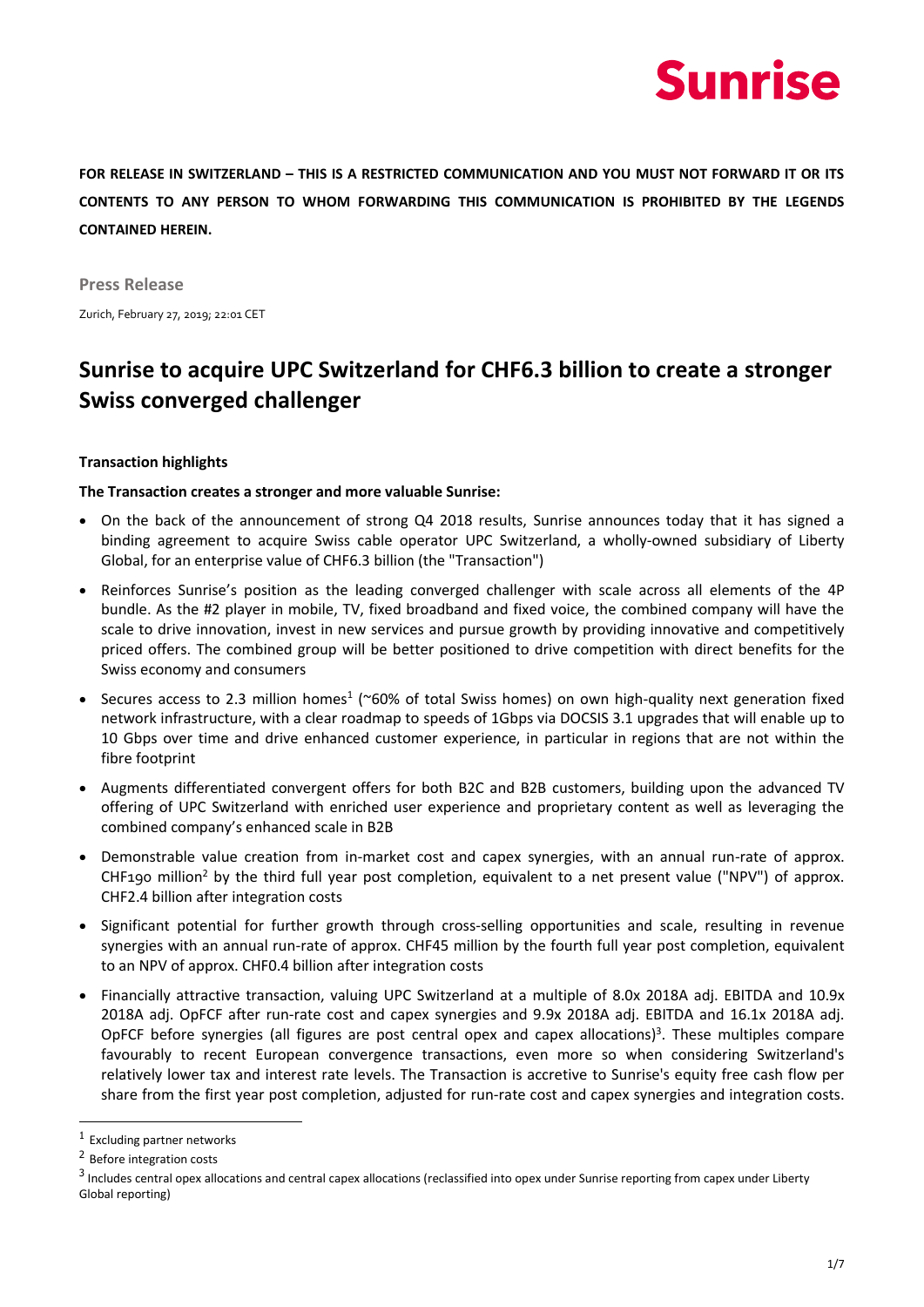**FOR RELEASE IN SWITZERLAND – THIS IS A RESTRICTED COMMUNICATION AND YOU MUST NOT FORWARD IT OR ITS CONTENTS TO ANY PERSON TO WHOM FORWARDING THIS COMMUNICATION IS PROHIBITED BY THE LEGENDS CONTAINED HEREIN.**

**Press Release**

Zurich, February 27, 2019; 22:01 CET

# Sunrise to acquire UPC Switzerland for CHF6.3 billion to create a stronger Swiss converged challenger

**Transaction highlights**

**The Transaction creates a stronger and more valuable Sunrise:**

- On the back of the announcement of strong Q4 2018 results, Sunrise announces today that it has signed a binding agreement to acquire Swiss cable operator UPC Switzerland, a wholly-owned subsidiary of Liberty Global, for an enterprise value of CHF6.3 billion (the "Transaction")
- Reinforces Sunrise's position as the leading converged challenger with scale across all elements of the 4P bundle. As the #2 player in mobile, TV, fixed broadband and fixed voice, the combined company will have the scale to drive innovation, invest in new services and pursue growth by providing innovative and competitively priced offers. The combined group will be better positioned to drive competition with direct benefits for the Swiss economy and consumers
- Secures access to 2.3 million homes[1] (~60% of total Swiss homes) on own high-quality next generation fixed network infrastructure, with a clear roadmap to speeds of 1Gbps via DOCSIS 3.1 upgrades that will enable up to 10 Gbps over time and drive enhanced customer experience, in particular in regions that are not within the fibre footprint
- Augments differentiated convergent offers for both B2C and B2B customers, building upon the advanced TV offering of UPC Switzerland with enriched user experience and proprietary content as well as leveraging the combined company's enhanced scale in B2B
- Demonstrable value creation from in-market cost and capex synergies, with an annual run-rate of approx. CHF190 million[2] by the third full year post completion, equivalent to a net present value ("NPV") of approx. CHF2.4 billion after integration costs
- Significant potential for further growth through cross-selling opportunities and scale, resulting in revenue synergies with an annual run-rate of approx. CHF45 million by the fourth full year post completion, equivalent to an NPV of approx. CHF0.4 billion after integration costs
- Financially attractive transaction, valuing UPC Switzerland at a multiple of 8.0x 2018A adj. EBITDA and 10.9x 2018A adj. OpFCF after run-rate cost and capex synergies and 9.9x 2018A adj. EBITDA and 16.1x 2018A adj. OpFCF before synergies (all figures are post central opex and capex allocations)[3]. These multiples compare favourably to recent European convergence transactions, even more so when considering Switzerland's relatively lower tax and interest rate levels. The Transaction is accretive to Sunrise's equity free cash flow per share from the first year post completion, adjusted for run-rate cost and capex synergies and integration costs.

---

[1] Excluding partner networks

[2] Before integration costs

[3] Includes central opex allocations and central capex allocations (reclassified into opex under Sunrise reporting from capex under Liberty Global reporting)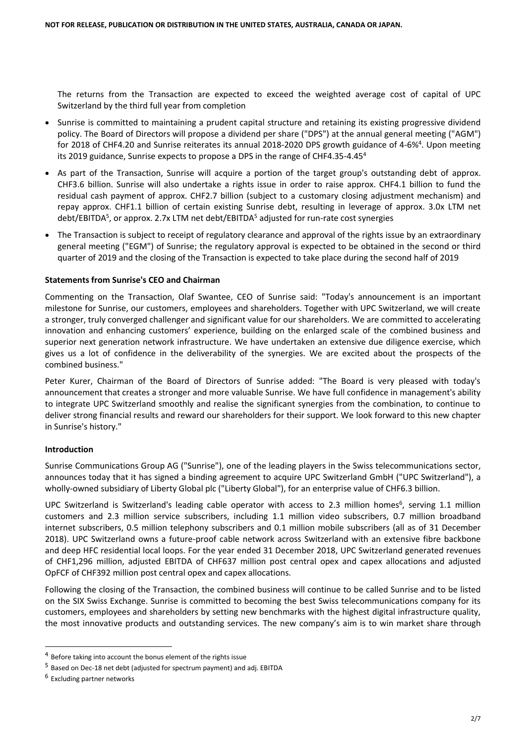The returns from the Transaction are expected to exceed the weighted average cost of capital of UPC Switzerland by the third full year from completion

- Sunrise is committed to maintaining a prudent capital structure and retaining its existing progressive dividend policy. The Board of Directors will propose a dividend per share ("DPS") at the annual general meeting ("AGM") for 2018 of CHF4.20 and Sunrise reiterates its annual 2018-2020 DPS growth guidance of 4-6%[4]. Upon meeting its 2019 guidance, Sunrise expects to propose a DPS in the range of CHF4.35-4.45[4]
- As part of the Transaction, Sunrise will acquire a portion of the target group's outstanding debt of approx. CHF3.6 billion. Sunrise will also undertake a rights issue in order to raise approx. CHF4.1 billion to fund the residual cash payment of approx. CHF2.7 billion (subject to a customary closing adjustment mechanism) and repay approx. CHF1.1 billion of certain existing Sunrise debt, resulting in leverage of approx. 3.0x LTM net debt/EBITDA[5], or approx. 2.7x LTM net debt/EBITDA[5] adjusted for run-rate cost synergies
- The Transaction is subject to receipt of regulatory clearance and approval of the rights issue by an extraordinary general meeting ("EGM") of Sunrise; the regulatory approval is expected to be obtained in the second or third quarter of 2019 and the closing of the Transaction is expected to take place during the second half of 2019

**Statements from Sunrise's CEO and Chairman**

Commenting on the Transaction, Olaf Swantee, CEO of Sunrise said: "Today's announcement is an important milestone for Sunrise, our customers, employees and shareholders. Together with UPC Switzerland, we will create a stronger, truly converged challenger and significant value for our shareholders. We are committed to accelerating innovation and enhancing customers' experience, building on the enlarged scale of the combined business and superior next generation network infrastructure. We have undertaken an extensive due diligence exercise, which gives us a lot of confidence in the deliverability of the synergies. We are excited about the prospects of the combined business."

Peter Kurer, Chairman of the Board of Directors of Sunrise added: "The Board is very pleased with today's announcement that creates a stronger and more valuable Sunrise. We have full confidence in management's ability to integrate UPC Switzerland smoothly and realise the significant synergies from the combination, to continue to deliver strong financial results and reward our shareholders for their support. We look forward to this new chapter in Sunrise's history."

**Introduction**

Sunrise Communications Group AG ("Sunrise"), one of the leading players in the Swiss telecommunications sector, announces today that it has signed a binding agreement to acquire UPC Switzerland GmbH ("UPC Switzerland"), a wholly-owned subsidiary of Liberty Global plc ("Liberty Global"), for an enterprise value of CHF6.3 billion.

UPC Switzerland is Switzerland's leading cable operator with access to 2.3 million homes[6], serving 1.1 million customers and 2.3 million service subscribers, including 1.1 million video subscribers, 0.7 million broadband internet subscribers, 0.5 million telephony subscribers and 0.1 million mobile subscribers (all as of 31 December 2018). UPC Switzerland owns a future-proof cable network across Switzerland with an extensive fibre backbone and deep HFC residential local loops. For the year ended 31 December 2018, UPC Switzerland generated revenues of CHF1,296 million, adjusted EBITDA of CHF637 million post central opex and capex allocations and adjusted OpFCF of CHF392 million post central opex and capex allocations.

Following the closing of the Transaction, the combined business will continue to be called Sunrise and to be listed on the SIX Swiss Exchange. Sunrise is committed to becoming the best Swiss telecommunications company for its customers, employees and shareholders by setting new benchmarks with the highest digital infrastructure quality, the most innovative products and outstanding services. The new company's aim is to win market share through

[4] Before taking into account the bonus element of the rights issue

[5] Based on Dec-18 net debt (adjusted for spectrum payment) and adj. EBITDA

[6] Excluding partner networks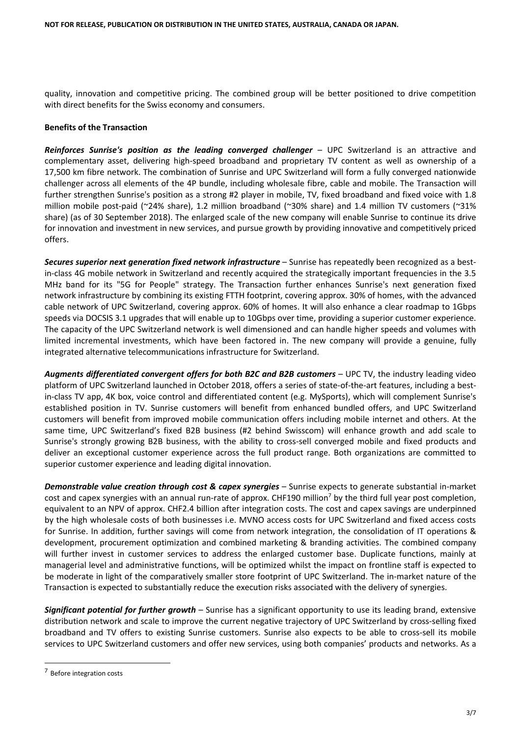quality, innovation and competitive pricing. The combined group will be better positioned to drive competition with direct benefits for the Swiss economy and consumers.

**Benefits of the Transaction**

***Reinforces Sunrise's position as the leading converged challenger*** – UPC Switzerland is an attractive and complementary asset, delivering high-speed broadband and proprietary TV content as well as ownership of a 17,500 km fibre network. The combination of Sunrise and UPC Switzerland will form a fully converged nationwide challenger across all elements of the 4P bundle, including wholesale fibre, cable and mobile. The Transaction will further strengthen Sunrise's position as a strong #2 player in mobile, TV, fixed broadband and fixed voice with 1.8 million mobile post-paid (~24% share), 1.2 million broadband (~30% share) and 1.4 million TV customers (~31% share) (as of 30 September 2018). The enlarged scale of the new company will enable Sunrise to continue its drive for innovation and investment in new services, and pursue growth by providing innovative and competitively priced offers.

***Secures superior next generation fixed network infrastructure*** – Sunrise has repeatedly been recognized as a best-in-class 4G mobile network in Switzerland and recently acquired the strategically important frequencies in the 3.5 MHz band for its "5G for People" strategy. The Transaction further enhances Sunrise's next generation fixed network infrastructure by combining its existing FTTH footprint, covering approx. 30% of homes, with the advanced cable network of UPC Switzerland, covering approx. 60% of homes. It will also enhance a clear roadmap to 1Gbps speeds via DOCSIS 3.1 upgrades that will enable up to 10Gbps over time, providing a superior customer experience. The capacity of the UPC Switzerland network is well dimensioned and can handle higher speeds and volumes with limited incremental investments, which have been factored in. The new company will provide a genuine, fully integrated alternative telecommunications infrastructure for Switzerland.

***Augments differentiated convergent offers for both B2C and B2B customers*** – UPC TV, the industry leading video platform of UPC Switzerland launched in October 2018, offers a series of state-of-the-art features, including a best-in-class TV app, 4K box, voice control and differentiated content (e.g. MySports), which will complement Sunrise's established position in TV. Sunrise customers will benefit from enhanced bundled offers, and UPC Switzerland customers will benefit from improved mobile communication offers including mobile internet and others. At the same time, UPC Switzerland's fixed B2B business (#2 behind Swisscom) will enhance growth and add scale to Sunrise's strongly growing B2B business, with the ability to cross-sell converged mobile and fixed products and deliver an exceptional customer experience across the full product range. Both organizations are committed to superior customer experience and leading digital innovation.

***Demonstrable value creation through cost & capex synergies*** – Sunrise expects to generate substantial in-market cost and capex synergies with an annual run-rate of approx. CHF190 million[7] by the third full year post completion, equivalent to an NPV of approx. CHF2.4 billion after integration costs. The cost and capex savings are underpinned by the high wholesale costs of both businesses i.e. MVNO access costs for UPC Switzerland and fixed access costs for Sunrise. In addition, further savings will come from network integration, the consolidation of IT operations & development, procurement optimization and combined marketing & branding activities. The combined company will further invest in customer services to address the enlarged customer base. Duplicate functions, mainly at managerial level and administrative functions, will be optimized whilst the impact on frontline staff is expected to be moderate in light of the comparatively smaller store footprint of UPC Switzerland. The in-market nature of the Transaction is expected to substantially reduce the execution risks associated with the delivery of synergies.

***Significant potential for further growth*** – Sunrise has a significant opportunity to use its leading brand, extensive distribution network and scale to improve the current negative trajectory of UPC Switzerland by cross-selling fixed broadband and TV offers to existing Sunrise customers. Sunrise also expects to be able to cross-sell its mobile services to UPC Switzerland customers and offer new services, using both companies' products and networks. As a

[7] Before integration costs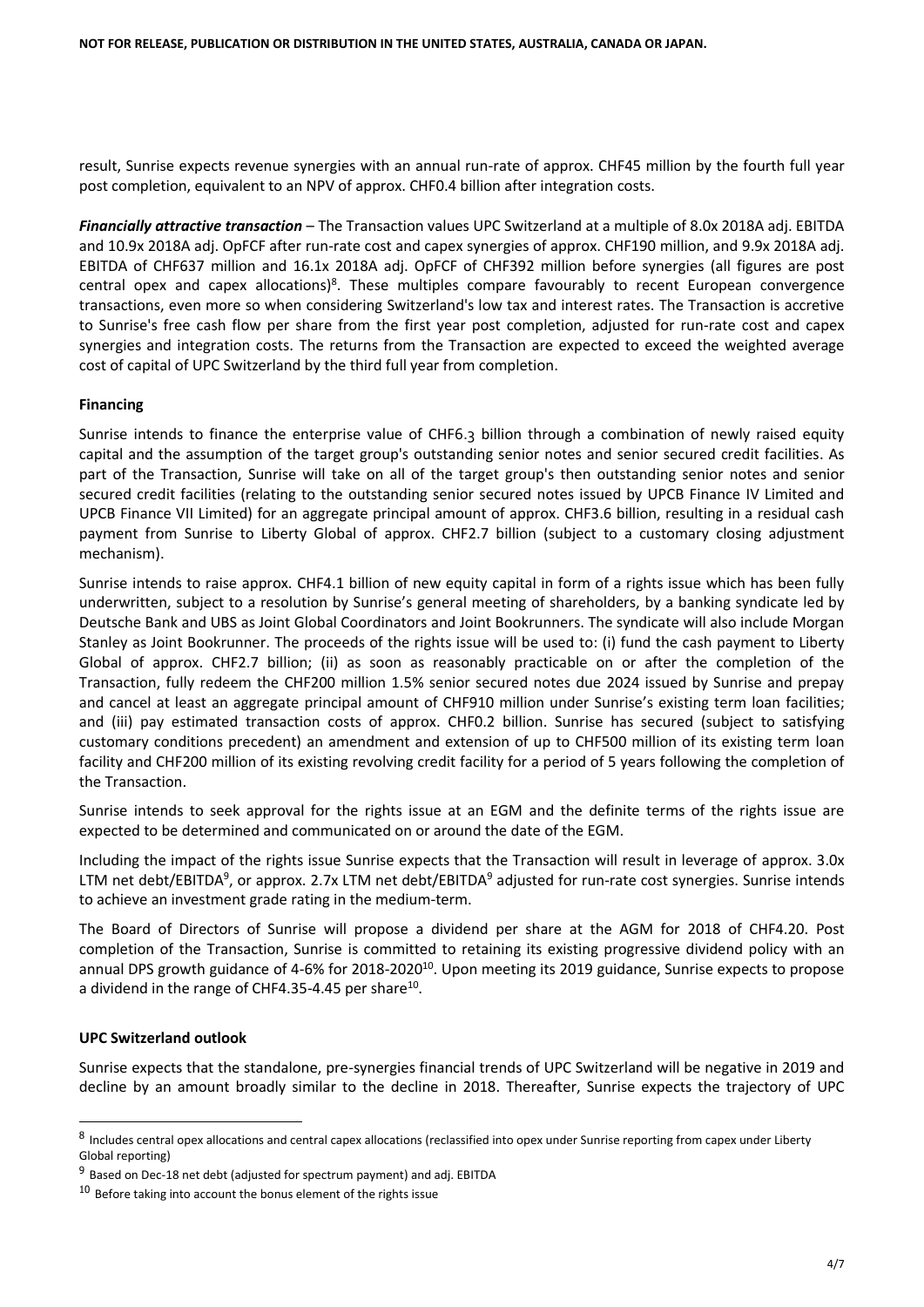result, Sunrise expects revenue synergies with an annual run-rate of approx. CHF45 million by the fourth full year post completion, equivalent to an NPV of approx. CHF0.4 billion after integration costs.

***Financially attractive transaction*** – The Transaction values UPC Switzerland at a multiple of 8.0x 2018A adj. EBITDA and 10.9x 2018A adj. OpFCF after run-rate cost and capex synergies of approx. CHF190 million, and 9.9x 2018A adj. EBITDA of CHF637 million and 16.1x 2018A adj. OpFCF of CHF392 million before synergies (all figures are post central opex and capex allocations)[8]. These multiples compare favourably to recent European convergence transactions, even more so when considering Switzerland's low tax and interest rates. The Transaction is accretive to Sunrise's free cash flow per share from the first year post completion, adjusted for run-rate cost and capex synergies and integration costs. The returns from the Transaction are expected to exceed the weighted average cost of capital of UPC Switzerland by the third full year from completion.

**Financing**

Sunrise intends to finance the enterprise value of CHF6.3 billion through a combination of newly raised equity capital and the assumption of the target group's outstanding senior notes and senior secured credit facilities. As part of the Transaction, Sunrise will take on all of the target group's then outstanding senior notes and senior secured credit facilities (relating to the outstanding senior secured notes issued by UPCB Finance IV Limited and UPCB Finance VII Limited) for an aggregate principal amount of approx. CHF3.6 billion, resulting in a residual cash payment from Sunrise to Liberty Global of approx. CHF2.7 billion (subject to a customary closing adjustment mechanism).

Sunrise intends to raise approx. CHF4.1 billion of new equity capital in form of a rights issue which has been fully underwritten, subject to a resolution by Sunrise's general meeting of shareholders, by a banking syndicate led by Deutsche Bank and UBS as Joint Global Coordinators and Joint Bookrunners. The syndicate will also include Morgan Stanley as Joint Bookrunner. The proceeds of the rights issue will be used to: (i) fund the cash payment to Liberty Global of approx. CHF2.7 billion; (ii) as soon as reasonably practicable on or after the completion of the Transaction, fully redeem the CHF200 million 1.5% senior secured notes due 2024 issued by Sunrise and prepay and cancel at least an aggregate principal amount of CHF910 million under Sunrise's existing term loan facilities; and (iii) pay estimated transaction costs of approx. CHF0.2 billion. Sunrise has secured (subject to satisfying customary conditions precedent) an amendment and extension of up to CHF500 million of its existing term loan facility and CHF200 million of its existing revolving credit facility for a period of 5 years following the completion of the Transaction.

Sunrise intends to seek approval for the rights issue at an EGM and the definite terms of the rights issue are expected to be determined and communicated on or around the date of the EGM.

Including the impact of the rights issue Sunrise expects that the Transaction will result in leverage of approx. 3.0x LTM net debt/EBITDA[9], or approx. 2.7x LTM net debt/EBITDA[9] adjusted for run-rate cost synergies. Sunrise intends to achieve an investment grade rating in the medium-term.

The Board of Directors of Sunrise will propose a dividend per share at the AGM for 2018 of CHF4.20. Post completion of the Transaction, Sunrise is committed to retaining its existing progressive dividend policy with an annual DPS growth guidance of 4-6% for 2018-2020[10]. Upon meeting its 2019 guidance, Sunrise expects to propose a dividend in the range of CHF4.35-4.45 per share[10].

**UPC Switzerland outlook**

Sunrise expects that the standalone, pre-synergies financial trends of UPC Switzerland will be negative in 2019 and decline by an amount broadly similar to the decline in 2018. Thereafter, Sunrise expects the trajectory of UPC

---

[8] Includes central opex allocations and central capex allocations (reclassified into opex under Sunrise reporting from capex under Liberty Global reporting)

[9] Based on Dec-18 net debt (adjusted for spectrum payment) and adj. EBITDA

[10] Before taking into account the bonus element of the rights issue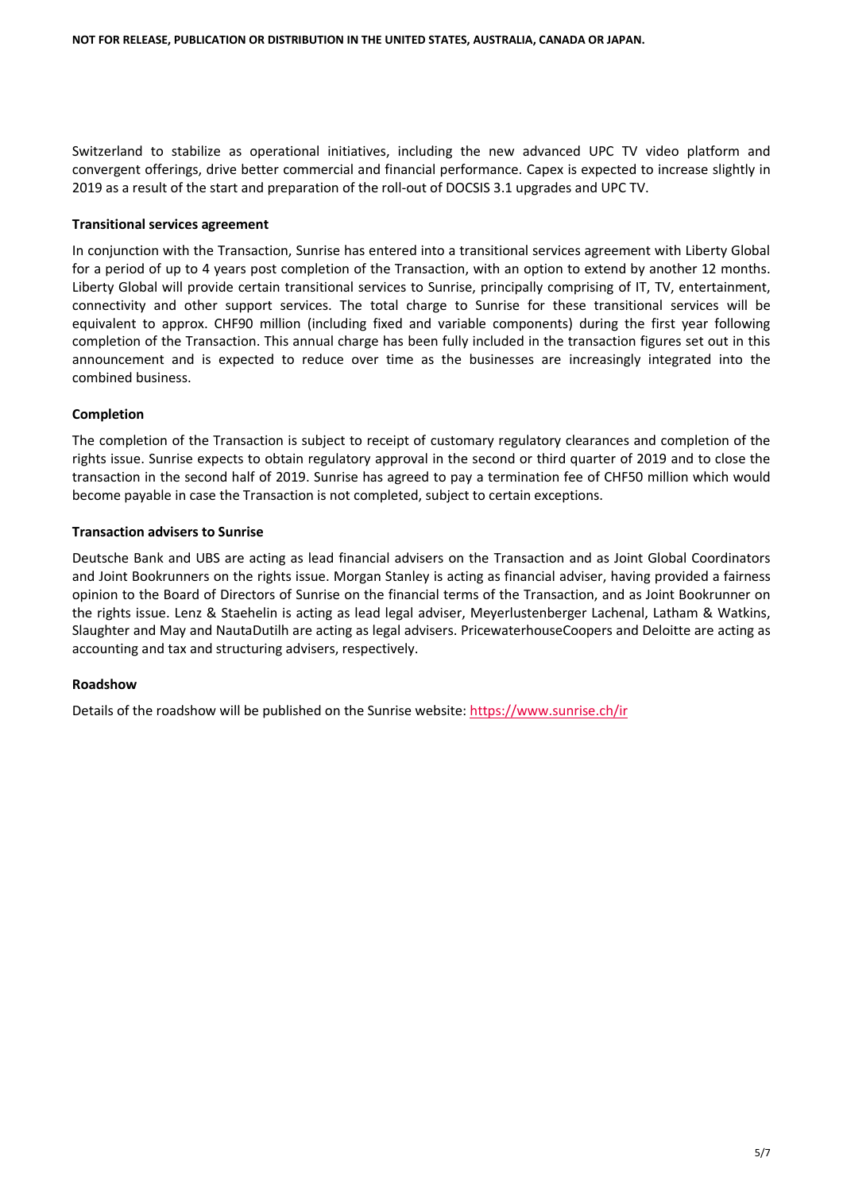Switzerland to stabilize as operational initiatives, including the new advanced UPC TV video platform and convergent offerings, drive better commercial and financial performance. Capex is expected to increase slightly in 2019 as a result of the start and preparation of the roll-out of DOCSIS 3.1 upgrades and UPC TV.

**Transitional services agreement**

In conjunction with the Transaction, Sunrise has entered into a transitional services agreement with Liberty Global for a period of up to 4 years post completion of the Transaction, with an option to extend by another 12 months. Liberty Global will provide certain transitional services to Sunrise, principally comprising of IT, TV, entertainment, connectivity and other support services. The total charge to Sunrise for these transitional services will be equivalent to approx. CHF90 million (including fixed and variable components) during the first year following completion of the Transaction. This annual charge has been fully included in the transaction figures set out in this announcement and is expected to reduce over time as the businesses are increasingly integrated into the combined business.

**Completion**

The completion of the Transaction is subject to receipt of customary regulatory clearances and completion of the rights issue. Sunrise expects to obtain regulatory approval in the second or third quarter of 2019 and to close the transaction in the second half of 2019. Sunrise has agreed to pay a termination fee of CHF50 million which would become payable in case the Transaction is not completed, subject to certain exceptions.

**Transaction advisers to Sunrise**

Deutsche Bank and UBS are acting as lead financial advisers on the Transaction and as Joint Global Coordinators and Joint Bookrunners on the rights issue. Morgan Stanley is acting as financial adviser, having provided a fairness opinion to the Board of Directors of Sunrise on the financial terms of the Transaction, and as Joint Bookrunner on the rights issue. Lenz & Staehelin is acting as lead legal adviser, Meyerlustenberger Lachenal, Latham & Watkins, Slaughter and May and NautaDutilh are acting as legal advisers. PricewaterhouseCoopers and Deloitte are acting as accounting and tax and structuring advisers, respectively.

**Roadshow**

Details of the roadshow will be published on the Sunrise website: https://www.sunrise.ch/ir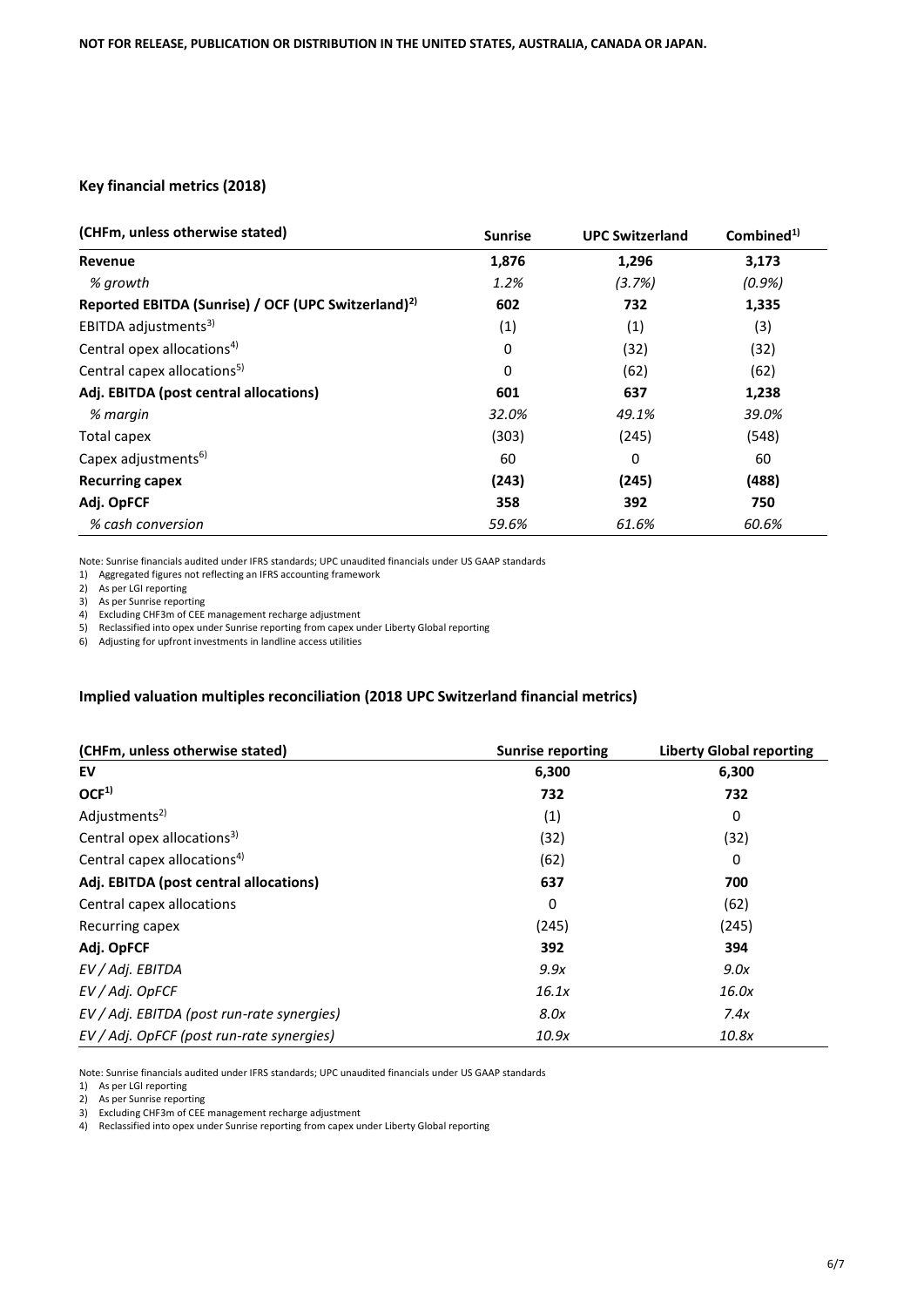**NOT FOR RELEASE, PUBLICATION OR DISTRIBUTION IN THE UNITED STATES, AUSTRALIA, CANADA OR JAPAN.**

### Key financial metrics (2018)

| (CHFm, unless otherwise stated) | Sunrise | UPC Switzerland | Combined[1)] |
|---|---|---|---|
| **Revenue** | **1,876** | **1,296** | **3,173** |
| *% growth* | *1.2%* | *(3.7%)* | *(0.9%)* |
| **Reported EBITDA (Sunrise) / OCF (UPC Switzerland)[2)]** | **602** | **732** | **1,335** |
| EBITDA adjustments[3)] | (1) | (1) | (3) |
| Central opex allocations[4)] | 0 | (32) | (32) |
| Central capex allocations[5)] | 0 | (62) | (62) |
| **Adj. EBITDA (post central allocations)** | **601** | **637** | **1,238** |
| *% margin* | *32.0%* | *49.1%* | *39.0%* |
| Total capex | (303) | (245) | (548) |
| Capex adjustments[6)] | 60 | 0 | 60 |
| **Recurring capex** | **(243)** | **(245)** | **(488)** |
| **Adj. OpFCF** | **358** | **392** | **750** |
| *% cash conversion* | *59.6%* | *61.6%* | *60.6%* |

Note: Sunrise financials audited under IFRS standards; UPC unaudited financials under US GAAP standards

1) Aggregated figures not reflecting an IFRS accounting framework
2) As per LGI reporting
3) As per Sunrise reporting
4) Excluding CHF3m of CEE management recharge adjustment
5) Reclassified into opex under Sunrise reporting from capex under Liberty Global reporting
6) Adjusting for upfront investments in landline access utilities

### Implied valuation multiples reconciliation (2018 UPC Switzerland financial metrics)

| (CHFm, unless otherwise stated) | Sunrise reporting | Liberty Global reporting |
|---|---|---|
| **EV** | **6,300** | **6,300** |
| **OCF[1)]** | **732** | **732** |
| Adjustments[2)] | (1) | 0 |
| Central opex allocations[3)] | (32) | (32) |
| Central capex allocations[4)] | (62) | 0 |
| **Adj. EBITDA (post central allocations)** | **637** | **700** |
| Central capex allocations | 0 | (62) |
| Recurring capex | (245) | (245) |
| **Adj. OpFCF** | **392** | **394** |
| *EV / Adj. EBITDA* | *9.9x* | *9.0x* |
| *EV / Adj. OpFCF* | *16.1x* | *16.0x* |
| *EV / Adj. EBITDA (post run-rate synergies)* | *8.0x* | *7.4x* |
| *EV / Adj. OpFCF (post run-rate synergies)* | *10.9x* | *10.8x* |

Note: Sunrise financials audited under IFRS standards; UPC unaudited financials under US GAAP standards

1) As per LGI reporting
2) As per Sunrise reporting
3) Excluding CHF3m of CEE management recharge adjustment
4) Reclassified into opex under Sunrise reporting from capex under Liberty Global reporting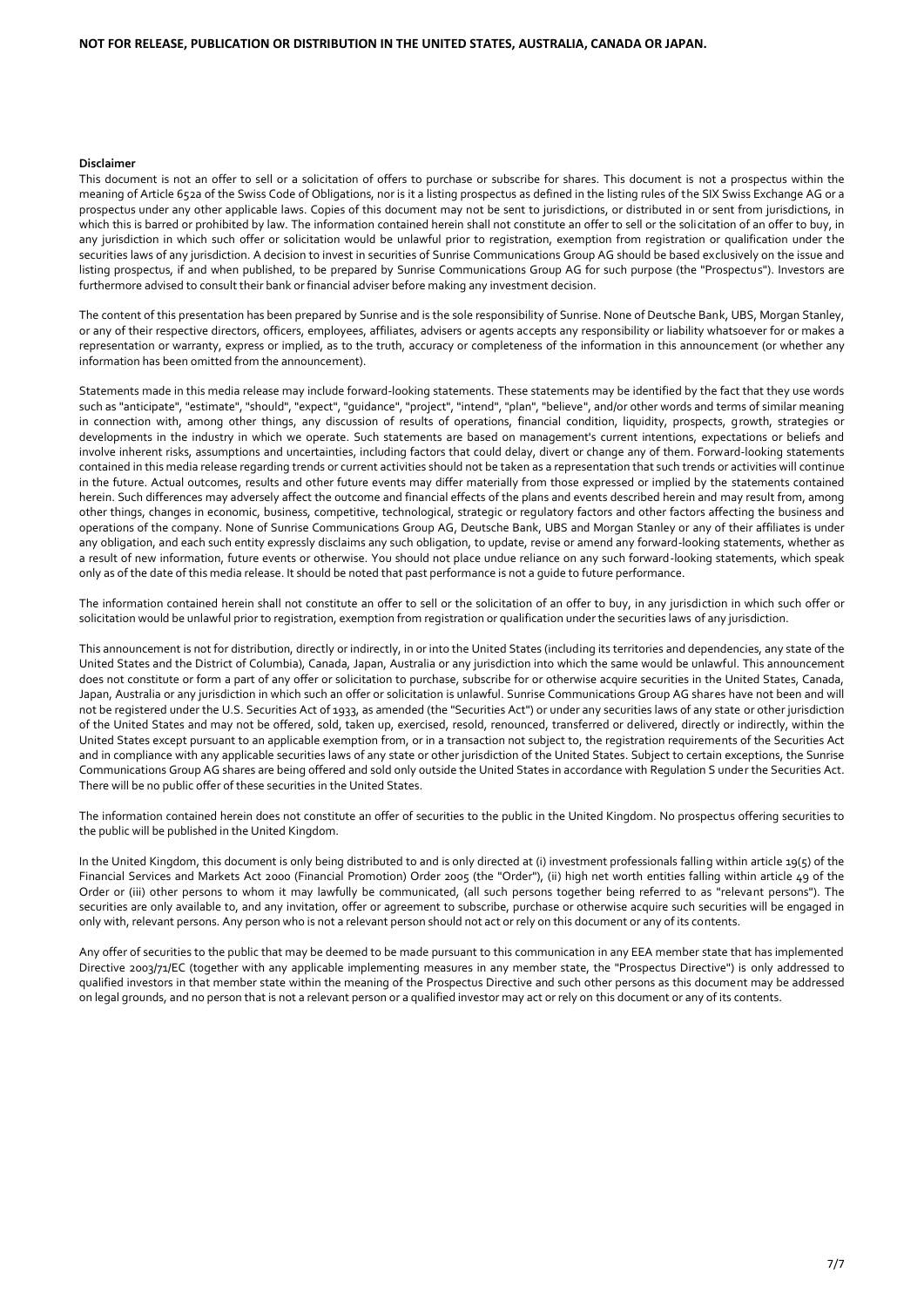**NOT FOR RELEASE, PUBLICATION OR DISTRIBUTION IN THE UNITED STATES, AUSTRALIA, CANADA OR JAPAN.**

**Disclaimer**

This document is not an offer to sell or a solicitation of offers to purchase or subscribe for shares. This document is not a prospectus within the meaning of Article 652a of the Swiss Code of Obligations, nor is it a listing prospectus as defined in the listing rules of the SIX Swiss Exchange AG or a prospectus under any other applicable laws. Copies of this document may not be sent to jurisdictions, or distributed in or sent from jurisdictions, in which this is barred or prohibited by law. The information contained herein shall not constitute an offer to sell or the solicitation of an offer to buy, in any jurisdiction in which such offer or solicitation would be unlawful prior to registration, exemption from registration or qualification under the securities laws of any jurisdiction. A decision to invest in securities of Sunrise Communications Group AG should be based exclusively on the issue and listing prospectus, if and when published, to be prepared by Sunrise Communications Group AG for such purpose (the "Prospectus"). Investors are furthermore advised to consult their bank or financial adviser before making any investment decision.

The content of this presentation has been prepared by Sunrise and is the sole responsibility of Sunrise. None of Deutsche Bank, UBS, Morgan Stanley, or any of their respective directors, officers, employees, affiliates, advisers or agents accepts any responsibility or liability whatsoever for or makes a representation or warranty, express or implied, as to the truth, accuracy or completeness of the information in this announcement (or whether any information has been omitted from the announcement).

Statements made in this media release may include forward-looking statements. These statements may be identified by the fact that they use words such as "anticipate", "estimate", "should", "expect", "guidance", "project", "intend", "plan", "believe", and/or other words and terms of similar meaning in connection with, among other things, any discussion of results of operations, financial condition, liquidity, prospects, growth, strategies or developments in the industry in which we operate. Such statements are based on management's current intentions, expectations or beliefs and involve inherent risks, assumptions and uncertainties, including factors that could delay, divert or change any of them. Forward-looking statements contained in this media release regarding trends or current activities should not be taken as a representation that such trends or activities will continue in the future. Actual outcomes, results and other future events may differ materially from those expressed or implied by the statements contained herein. Such differences may adversely affect the outcome and financial effects of the plans and events described herein and may result from, among other things, changes in economic, business, competitive, technological, strategic or regulatory factors and other factors affecting the business and operations of the company. None of Sunrise Communications Group AG, Deutsche Bank, UBS and Morgan Stanley or any of their affiliates is under any obligation, and each such entity expressly disclaims any such obligation, to update, revise or amend any forward-looking statements, whether as a result of new information, future events or otherwise. You should not place undue reliance on any such forward-looking statements, which speak only as of the date of this media release. It should be noted that past performance is not a guide to future performance.

The information contained herein shall not constitute an offer to sell or the solicitation of an offer to buy, in any jurisdiction in which such offer or solicitation would be unlawful prior to registration, exemption from registration or qualification under the securities laws of any jurisdiction.

This announcement is not for distribution, directly or indirectly, in or into the United States (including its territories and dependencies, any state of the United States and the District of Columbia), Canada, Japan, Australia or any jurisdiction into which the same would be unlawful. This announcement does not constitute or form a part of any offer or solicitation to purchase, subscribe for or otherwise acquire securities in the United States, Canada, Japan, Australia or any jurisdiction in which such an offer or solicitation is unlawful. Sunrise Communications Group AG shares have not been and will not be registered under the U.S. Securities Act of 1933, as amended (the "Securities Act") or under any securities laws of any state or other jurisdiction of the United States and may not be offered, sold, taken up, exercised, resold, renounced, transferred or delivered, directly or indirectly, within the United States except pursuant to an applicable exemption from, or in a transaction not subject to, the registration requirements of the Securities Act and in compliance with any applicable securities laws of any state or other jurisdiction of the United States. Subject to certain exceptions, the Sunrise Communications Group AG shares are being offered and sold only outside the United States in accordance with Regulation S under the Securities Act. There will be no public offer of these securities in the United States.

The information contained herein does not constitute an offer of securities to the public in the United Kingdom. No prospectus offering securities to the public will be published in the United Kingdom.

In the United Kingdom, this document is only being distributed to and is only directed at (i) investment professionals falling within article 19(5) of the Financial Services and Markets Act 2000 (Financial Promotion) Order 2005 (the "Order"), (ii) high net worth entities falling within article 49 of the Order or (iii) other persons to whom it may lawfully be communicated, (all such persons together being referred to as "relevant persons"). The securities are only available to, and any invitation, offer or agreement to subscribe, purchase or otherwise acquire such securities will be engaged in only with, relevant persons. Any person who is not a relevant person should not act or rely on this document or any of its contents.

Any offer of securities to the public that may be deemed to be made pursuant to this communication in any EEA member state that has implemented Directive 2003/71/EC (together with any applicable implementing measures in any member state, the "Prospectus Directive") is only addressed to qualified investors in that member state within the meaning of the Prospectus Directive and such other persons as this document may be addressed on legal grounds, and no person that is not a relevant person or a qualified investor may act or rely on this document or any of its contents.